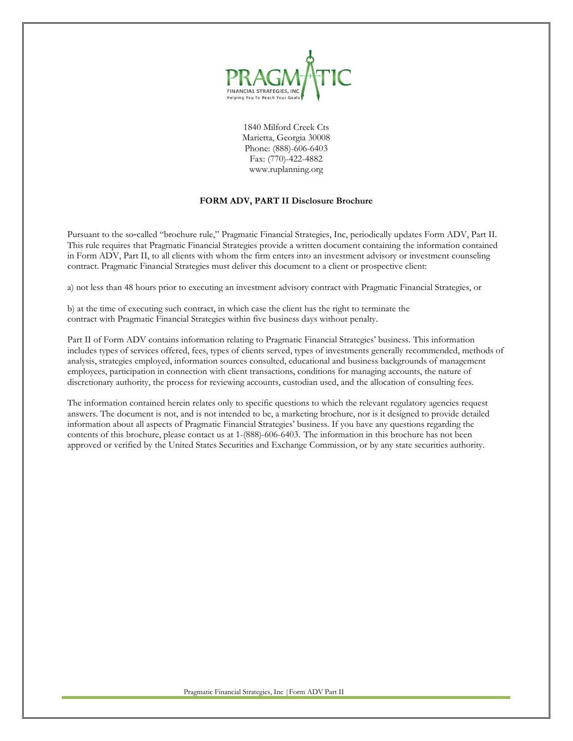PRAGMATIC

FINANCIAL STRATEGIES, INC

Helping You To Reach Your Goals

1840 Milford Creek Cts
Marietta, Georgia 30008
Phone: (888)-606-6403
Fax: (770)-422-4882
www.ruplanning.org

**FORM ADV, PART II Disclosure Brochure**

Pursuant to the so-called "brochure rule," Pragmatic Financial Strategies, Inc, periodically updates Form ADV, Part II. This rule requires that Pragmatic Financial Strategies provide a written document containing the information contained in Form ADV, Part II, to all clients with whom the firm enters into an investment advisory or investment counseling contract. Pragmatic Financial Strategies must deliver this document to a client or prospective client:

a) not less than 48 hours prior to executing an investment advisory contract with Pragmatic Financial Strategies, or

b) at the time of executing such contract, in which case the client has the right to terminate the contract with Pragmatic Financial Strategies within five business days without penalty.

Part II of Form ADV contains information relating to Pragmatic Financial Strategies' business. This information includes types of services offered, fees, types of clients served, types of investments generally recommended, methods of analysis, strategies employed, information sources consulted, educational and business backgrounds of management employees, participation in connection with client transactions, conditions for managing accounts, the nature of discretionary authority, the process for reviewing accounts, custodian used, and the allocation of consulting fees.

The information contained herein relates only to specific questions to which the relevant regulatory agencies request answers. The document is not, and is not intended to be, a marketing brochure, nor is it designed to provide detailed information about all aspects of Pragmatic Financial Strategies' business. If you have any questions regarding the contents of this brochure, please contact us at 1-(888)-606-6403. The information in this brochure has not been approved or verified by the United States Securities and Exchange Commission, or by any state securities authority.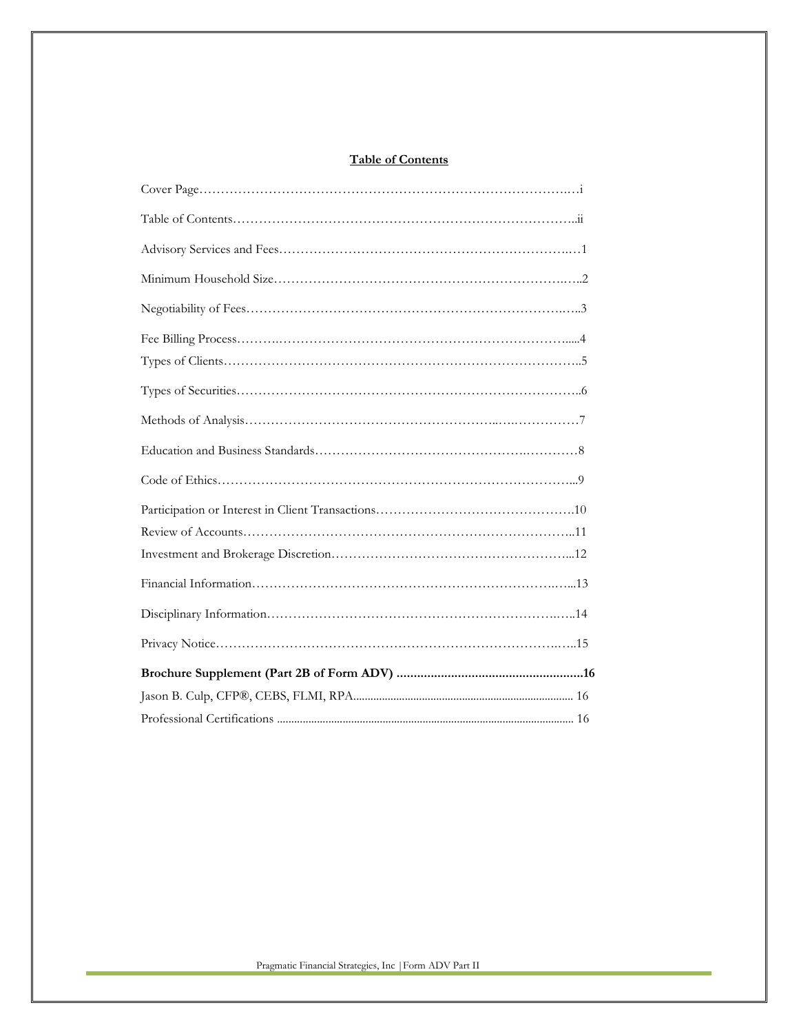**Table of Contents**

Cover Page……………………………………………………………………………….…i

Table of Contents……………………………………………………………………..ii

Advisory Services and Fees……………………………………………………………..…1

Minimum Household Size……………………………………………………………..…..2

Negotiability of Fees……………………………………………………………………..…..3

Fee Billing Process……….………………………………………………………………....4

Types of Clients………………………………………………………………………..5

Types of Securities……………………………………………………………………..6

Methods of Analysis…………………………………………………..…..……………7

Education and Business Standards……………………………………….…………8

Code of Ethics………………………………………………………………………...9

Participation or Interest in Client Transactions……………………………………….10

Review of Accounts…………………………………………………………………..11

Investment and Brokerage Discretion………………………………………………...12

Financial Information…………………………………………………………….…...13

Disciplinary Information…………………………………………………………….…..14

Privacy Notice…………………………………………………………………….…..15

**Brochure Supplement (Part 2B of Form ADV) .......................................................16**

Jason B. Culp, CFP®, CEBS, FLMI, RPA........................................................................... 16

Professional Certifications ...................................................................................................... 16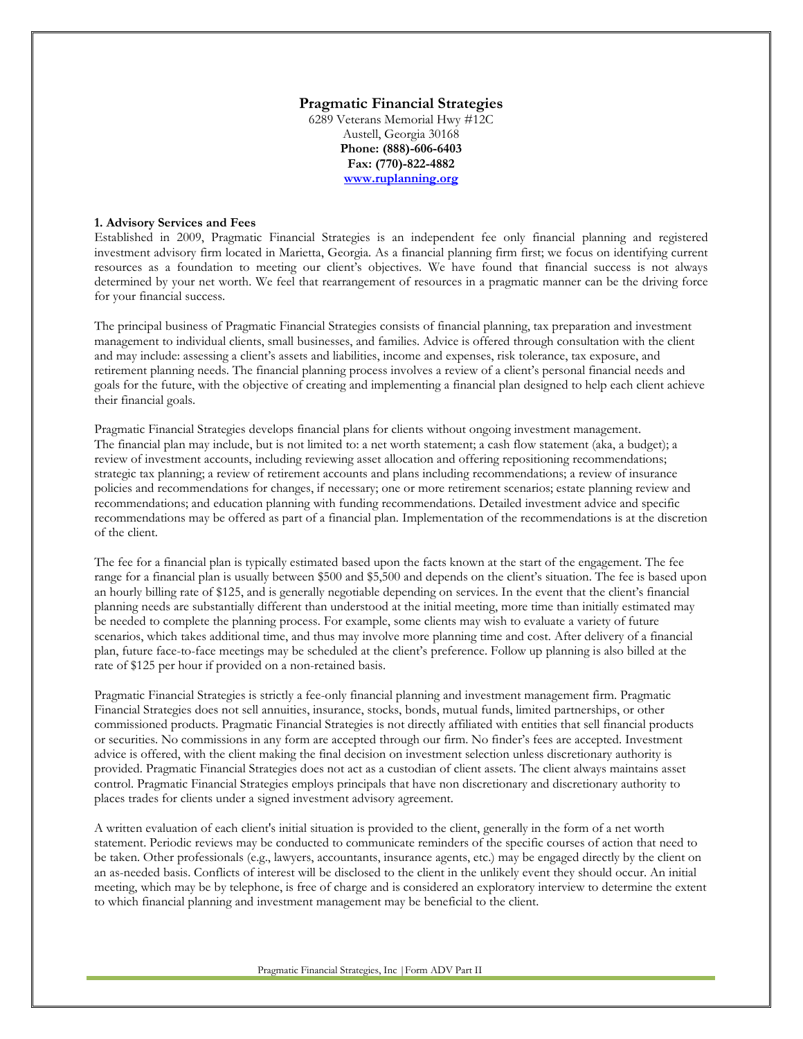**Pragmatic Financial Strategies**
6289 Veterans Memorial Hwy #12C
Austell, Georgia 30168
**Phone: (888)-606-6403**
**Fax: (770)-822-4882**
**[www.ruplanning.org](http://www.ruplanning.org)**

**1. Advisory Services and Fees**

Established in 2009, Pragmatic Financial Strategies is an independent fee only financial planning and registered investment advisory firm located in Marietta, Georgia. As a financial planning firm first; we focus on identifying current resources as a foundation to meeting our client's objectives. We have found that financial success is not always determined by your net worth. We feel that rearrangement of resources in a pragmatic manner can be the driving force for your financial success.

The principal business of Pragmatic Financial Strategies consists of financial planning, tax preparation and investment management to individual clients, small businesses, and families. Advice is offered through consultation with the client and may include: assessing a client's assets and liabilities, income and expenses, risk tolerance, tax exposure, and retirement planning needs. The financial planning process involves a review of a client's personal financial needs and goals for the future, with the objective of creating and implementing a financial plan designed to help each client achieve their financial goals.

Pragmatic Financial Strategies develops financial plans for clients without ongoing investment management. The financial plan may include, but is not limited to: a net worth statement; a cash flow statement (aka, a budget); a review of investment accounts, including reviewing asset allocation and offering repositioning recommendations; strategic tax planning; a review of retirement accounts and plans including recommendations; a review of insurance policies and recommendations for changes, if necessary; one or more retirement scenarios; estate planning review and recommendations; and education planning with funding recommendations. Detailed investment advice and specific recommendations may be offered as part of a financial plan. Implementation of the recommendations is at the discretion of the client.

The fee for a financial plan is typically estimated based upon the facts known at the start of the engagement. The fee range for a financial plan is usually between $500 and $5,500 and depends on the client's situation. The fee is based upon an hourly billing rate of $125, and is generally negotiable depending on services. In the event that the client's financial planning needs are substantially different than understood at the initial meeting, more time than initially estimated may be needed to complete the planning process. For example, some clients may wish to evaluate a variety of future scenarios, which takes additional time, and thus may involve more planning time and cost. After delivery of a financial plan, future face-to-face meetings may be scheduled at the client's preference. Follow up planning is also billed at the rate of $125 per hour if provided on a non-retained basis.

Pragmatic Financial Strategies is strictly a fee-only financial planning and investment management firm. Pragmatic Financial Strategies does not sell annuities, insurance, stocks, bonds, mutual funds, limited partnerships, or other commissioned products. Pragmatic Financial Strategies is not directly affiliated with entities that sell financial products or securities. No commissions in any form are accepted through our firm. No finder's fees are accepted. Investment advice is offered, with the client making the final decision on investment selection unless discretionary authority is provided. Pragmatic Financial Strategies does not act as a custodian of client assets. The client always maintains asset control. Pragmatic Financial Strategies employs principals that have non discretionary and discretionary authority to places trades for clients under a signed investment advisory agreement.

A written evaluation of each client's initial situation is provided to the client, generally in the form of a net worth statement. Periodic reviews may be conducted to communicate reminders of the specific courses of action that need to be taken. Other professionals (e.g., lawyers, accountants, insurance agents, etc.) may be engaged directly by the client on an as-needed basis. Conflicts of interest will be disclosed to the client in the unlikely event they should occur. An initial meeting, which may be by telephone, is free of charge and is considered an exploratory interview to determine the extent to which financial planning and investment management may be beneficial to the client.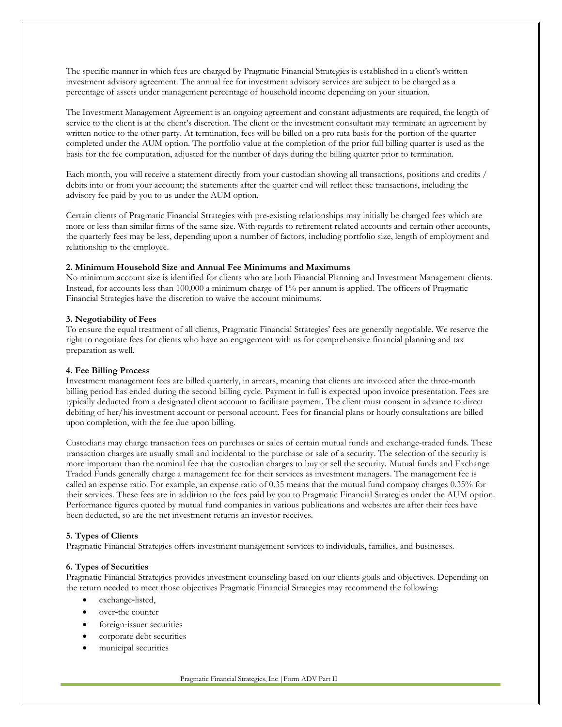The specific manner in which fees are charged by Pragmatic Financial Strategies is established in a client's written investment advisory agreement. The annual fee for investment advisory services are subject to be charged as a percentage of assets under management percentage of household income depending on your situation.

The Investment Management Agreement is an ongoing agreement and constant adjustments are required, the length of service to the client is at the client's discretion. The client or the investment consultant may terminate an agreement by written notice to the other party. At termination, fees will be billed on a pro rata basis for the portion of the quarter completed under the AUM option. The portfolio value at the completion of the prior full billing quarter is used as the basis for the fee computation, adjusted for the number of days during the billing quarter prior to termination.

Each month, you will receive a statement directly from your custodian showing all transactions, positions and credits / debits into or from your account; the statements after the quarter end will reflect these transactions, including the advisory fee paid by you to us under the AUM option.

Certain clients of Pragmatic Financial Strategies with pre-existing relationships may initially be charged fees which are more or less than similar firms of the same size. With regards to retirement related accounts and certain other accounts, the quarterly fees may be less, depending upon a number of factors, including portfolio size, length of employment and relationship to the employee.

**2. Minimum Household Size and Annual Fee Minimums and Maximums**

No minimum account size is identified for clients who are both Financial Planning and Investment Management clients. Instead, for accounts less than 100,000 a minimum charge of 1% per annum is applied. The officers of Pragmatic Financial Strategies have the discretion to waive the account minimums.

**3. Negotiability of Fees**

To ensure the equal treatment of all clients, Pragmatic Financial Strategies' fees are generally negotiable. We reserve the right to negotiate fees for clients who have an engagement with us for comprehensive financial planning and tax preparation as well.

**4. Fee Billing Process**

Investment management fees are billed quarterly, in arrears, meaning that clients are invoiced after the three-month billing period has ended during the second billing cycle. Payment in full is expected upon invoice presentation. Fees are typically deducted from a designated client account to facilitate payment. The client must consent in advance to direct debiting of her/his investment account or personal account. Fees for financial plans or hourly consultations are billed upon completion, with the fee due upon billing.

Custodians may charge transaction fees on purchases or sales of certain mutual funds and exchange-traded funds. These transaction charges are usually small and incidental to the purchase or sale of a security. The selection of the security is more important than the nominal fee that the custodian charges to buy or sell the security. Mutual funds and Exchange Traded Funds generally charge a management fee for their services as investment managers. The management fee is called an expense ratio. For example, an expense ratio of 0.35 means that the mutual fund company charges 0.35% for their services. These fees are in addition to the fees paid by you to Pragmatic Financial Strategies under the AUM option. Performance figures quoted by mutual fund companies in various publications and websites are after their fees have been deducted, so are the net investment returns an investor receives.

**5. Types of Clients**

Pragmatic Financial Strategies offers investment management services to individuals, families, and businesses.

**6. Types of Securities**

Pragmatic Financial Strategies provides investment counseling based on our clients goals and objectives. Depending on the return needed to meet those objectives Pragmatic Financial Strategies may recommend the following:

- exchange-listed,
- over-the counter
- foreign-issuer securities
- corporate debt securities
- municipal securities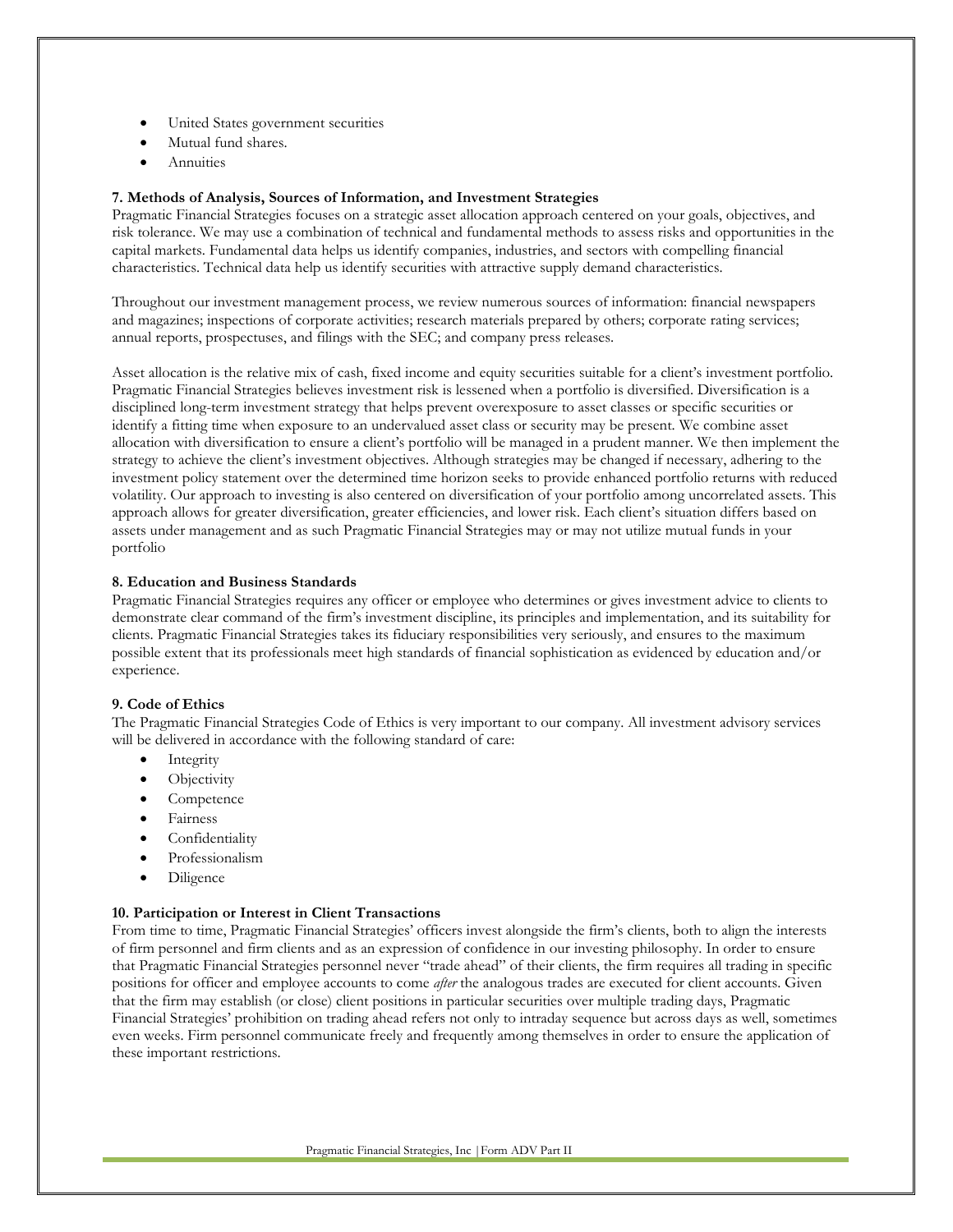- United States government securities
- Mutual fund shares.
- Annuities

**7. Methods of Analysis, Sources of Information, and Investment Strategies**

Pragmatic Financial Strategies focuses on a strategic asset allocation approach centered on your goals, objectives, and risk tolerance. We may use a combination of technical and fundamental methods to assess risks and opportunities in the capital markets. Fundamental data helps us identify companies, industries, and sectors with compelling financial characteristics. Technical data help us identify securities with attractive supply demand characteristics.

Throughout our investment management process, we review numerous sources of information: financial newspapers and magazines; inspections of corporate activities; research materials prepared by others; corporate rating services; annual reports, prospectuses, and filings with the SEC; and company press releases.

Asset allocation is the relative mix of cash, fixed income and equity securities suitable for a client's investment portfolio. Pragmatic Financial Strategies believes investment risk is lessened when a portfolio is diversified. Diversification is a disciplined long-term investment strategy that helps prevent overexposure to asset classes or specific securities or identify a fitting time when exposure to an undervalued asset class or security may be present. We combine asset allocation with diversification to ensure a client's portfolio will be managed in a prudent manner. We then implement the strategy to achieve the client's investment objectives. Although strategies may be changed if necessary, adhering to the investment policy statement over the determined time horizon seeks to provide enhanced portfolio returns with reduced volatility. Our approach to investing is also centered on diversification of your portfolio among uncorrelated assets. This approach allows for greater diversification, greater efficiencies, and lower risk. Each client's situation differs based on assets under management and as such Pragmatic Financial Strategies may or may not utilize mutual funds in your portfolio

**8. Education and Business Standards**

Pragmatic Financial Strategies requires any officer or employee who determines or gives investment advice to clients to demonstrate clear command of the firm's investment discipline, its principles and implementation, and its suitability for clients. Pragmatic Financial Strategies takes its fiduciary responsibilities very seriously, and ensures to the maximum possible extent that its professionals meet high standards of financial sophistication as evidenced by education and/or experience.

**9. Code of Ethics**

The Pragmatic Financial Strategies Code of Ethics is very important to our company. All investment advisory services will be delivered in accordance with the following standard of care:

- Integrity
- Objectivity
- Competence
- Fairness
- Confidentiality
- Professionalism
- Diligence

**10. Participation or Interest in Client Transactions**

From time to time, Pragmatic Financial Strategies' officers invest alongside the firm's clients, both to align the interests of firm personnel and firm clients and as an expression of confidence in our investing philosophy. In order to ensure that Pragmatic Financial Strategies personnel never "trade ahead" of their clients, the firm requires all trading in specific positions for officer and employee accounts to come *after* the analogous trades are executed for client accounts. Given that the firm may establish (or close) client positions in particular securities over multiple trading days, Pragmatic Financial Strategies' prohibition on trading ahead refers not only to intraday sequence but across days as well, sometimes even weeks. Firm personnel communicate freely and frequently among themselves in order to ensure the application of these important restrictions.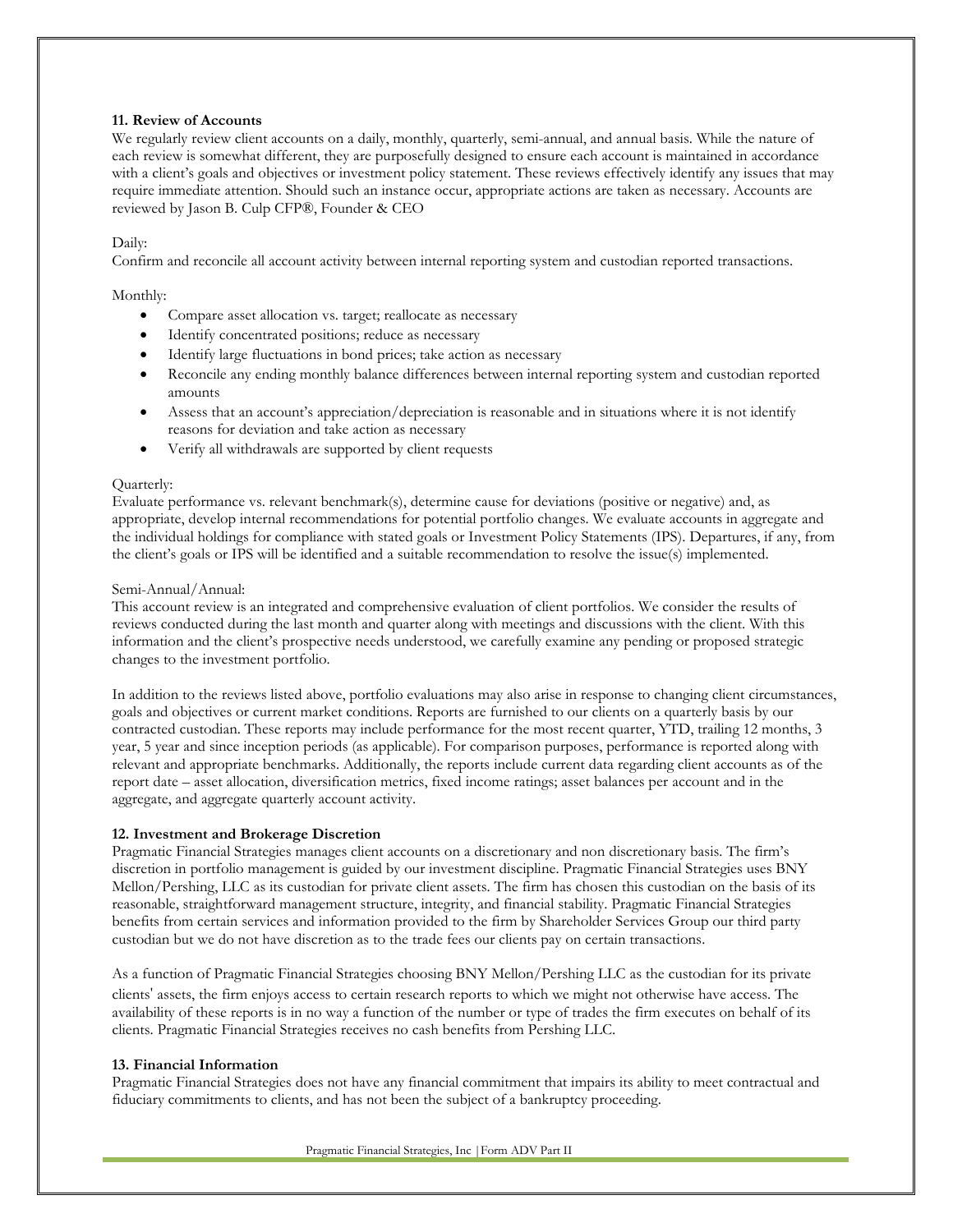**11. Review of Accounts**

We regularly review client accounts on a daily, monthly, quarterly, semi-annual, and annual basis. While the nature of each review is somewhat different, they are purposefully designed to ensure each account is maintained in accordance with a client's goals and objectives or investment policy statement. These reviews effectively identify any issues that may require immediate attention. Should such an instance occur, appropriate actions are taken as necessary. Accounts are reviewed by Jason B. Culp CFP®, Founder & CEO

Daily:

Confirm and reconcile all account activity between internal reporting system and custodian reported transactions.

Monthly:

- Compare asset allocation vs. target; reallocate as necessary
- Identify concentrated positions; reduce as necessary
- Identify large fluctuations in bond prices; take action as necessary
- Reconcile any ending monthly balance differences between internal reporting system and custodian reported amounts
- Assess that an account's appreciation/depreciation is reasonable and in situations where it is not identify reasons for deviation and take action as necessary
- Verify all withdrawals are supported by client requests

Quarterly:

Evaluate performance vs. relevant benchmark(s), determine cause for deviations (positive or negative) and, as appropriate, develop internal recommendations for potential portfolio changes. We evaluate accounts in aggregate and the individual holdings for compliance with stated goals or Investment Policy Statements (IPS). Departures, if any, from the client's goals or IPS will be identified and a suitable recommendation to resolve the issue(s) implemented.

Semi-Annual/Annual:

This account review is an integrated and comprehensive evaluation of client portfolios. We consider the results of reviews conducted during the last month and quarter along with meetings and discussions with the client. With this information and the client's prospective needs understood, we carefully examine any pending or proposed strategic changes to the investment portfolio.

In addition to the reviews listed above, portfolio evaluations may also arise in response to changing client circumstances, goals and objectives or current market conditions. Reports are furnished to our clients on a quarterly basis by our contracted custodian. These reports may include performance for the most recent quarter, YTD, trailing 12 months, 3 year, 5 year and since inception periods (as applicable). For comparison purposes, performance is reported along with relevant and appropriate benchmarks. Additionally, the reports include current data regarding client accounts as of the report date – asset allocation, diversification metrics, fixed income ratings; asset balances per account and in the aggregate, and aggregate quarterly account activity.

**12. Investment and Brokerage Discretion**

Pragmatic Financial Strategies manages client accounts on a discretionary and non discretionary basis. The firm's discretion in portfolio management is guided by our investment discipline. Pragmatic Financial Strategies uses BNY Mellon/Pershing, LLC as its custodian for private client assets. The firm has chosen this custodian on the basis of its reasonable, straightforward management structure, integrity, and financial stability. Pragmatic Financial Strategies benefits from certain services and information provided to the firm by Shareholder Services Group our third party custodian but we do not have discretion as to the trade fees our clients pay on certain transactions.

As a function of Pragmatic Financial Strategies choosing BNY Mellon/Pershing LLC as the custodian for its private clients' assets, the firm enjoys access to certain research reports to which we might not otherwise have access. The availability of these reports is in no way a function of the number or type of trades the firm executes on behalf of its clients. Pragmatic Financial Strategies receives no cash benefits from Pershing LLC.

**13. Financial Information**

Pragmatic Financial Strategies does not have any financial commitment that impairs its ability to meet contractual and fiduciary commitments to clients, and has not been the subject of a bankruptcy proceeding.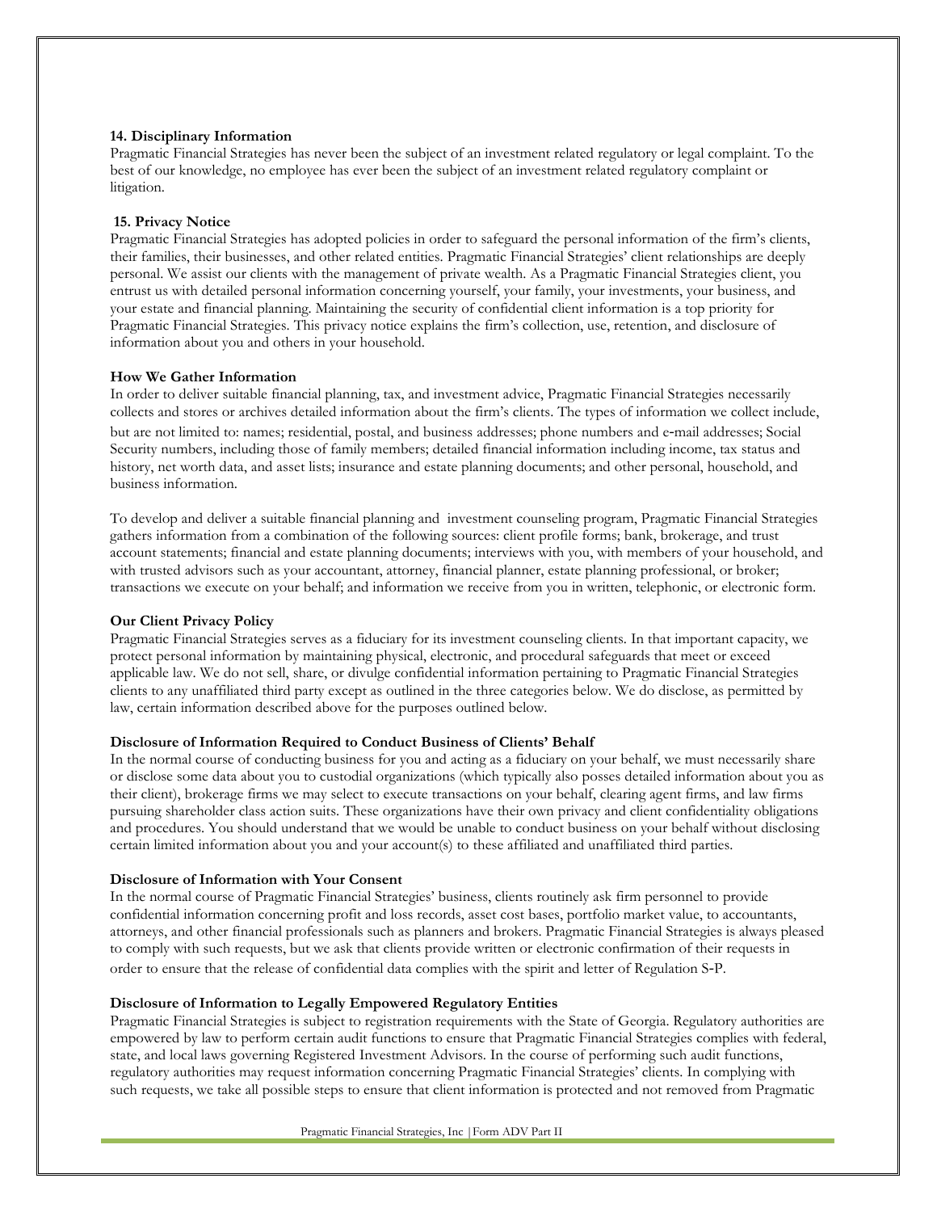**14. Disciplinary Information**

Pragmatic Financial Strategies has never been the subject of an investment related regulatory or legal complaint. To the best of our knowledge, no employee has ever been the subject of an investment related regulatory complaint or litigation.

**15. Privacy Notice**

Pragmatic Financial Strategies has adopted policies in order to safeguard the personal information of the firm's clients, their families, their businesses, and other related entities. Pragmatic Financial Strategies' client relationships are deeply personal. We assist our clients with the management of private wealth. As a Pragmatic Financial Strategies client, you entrust us with detailed personal information concerning yourself, your family, your investments, your business, and your estate and financial planning. Maintaining the security of confidential client information is a top priority for Pragmatic Financial Strategies. This privacy notice explains the firm's collection, use, retention, and disclosure of information about you and others in your household.

**How We Gather Information**

In order to deliver suitable financial planning, tax, and investment advice, Pragmatic Financial Strategies necessarily collects and stores or archives detailed information about the firm's clients. The types of information we collect include, but are not limited to: names; residential, postal, and business addresses; phone numbers and e-mail addresses; Social Security numbers, including those of family members; detailed financial information including income, tax status and history, net worth data, and asset lists; insurance and estate planning documents; and other personal, household, and business information.

To develop and deliver a suitable financial planning and investment counseling program, Pragmatic Financial Strategies gathers information from a combination of the following sources: client profile forms; bank, brokerage, and trust account statements; financial and estate planning documents; interviews with you, with members of your household, and with trusted advisors such as your accountant, attorney, financial planner, estate planning professional, or broker; transactions we execute on your behalf; and information we receive from you in written, telephonic, or electronic form.

**Our Client Privacy Policy**

Pragmatic Financial Strategies serves as a fiduciary for its investment counseling clients. In that important capacity, we protect personal information by maintaining physical, electronic, and procedural safeguards that meet or exceed applicable law. We do not sell, share, or divulge confidential information pertaining to Pragmatic Financial Strategies clients to any unaffiliated third party except as outlined in the three categories below. We do disclose, as permitted by law, certain information described above for the purposes outlined below.

**Disclosure of Information Required to Conduct Business of Clients' Behalf**

In the normal course of conducting business for you and acting as a fiduciary on your behalf, we must necessarily share or disclose some data about you to custodial organizations (which typically also posses detailed information about you as their client), brokerage firms we may select to execute transactions on your behalf, clearing agent firms, and law firms pursuing shareholder class action suits. These organizations have their own privacy and client confidentiality obligations and procedures. You should understand that we would be unable to conduct business on your behalf without disclosing certain limited information about you and your account(s) to these affiliated and unaffiliated third parties.

**Disclosure of Information with Your Consent**

In the normal course of Pragmatic Financial Strategies' business, clients routinely ask firm personnel to provide confidential information concerning profit and loss records, asset cost bases, portfolio market value, to accountants, attorneys, and other financial professionals such as planners and brokers. Pragmatic Financial Strategies is always pleased to comply with such requests, but we ask that clients provide written or electronic confirmation of their requests in order to ensure that the release of confidential data complies with the spirit and letter of Regulation S-P.

**Disclosure of Information to Legally Empowered Regulatory Entities**

Pragmatic Financial Strategies is subject to registration requirements with the State of Georgia. Regulatory authorities are empowered by law to perform certain audit functions to ensure that Pragmatic Financial Strategies complies with federal, state, and local laws governing Registered Investment Advisors. In the course of performing such audit functions, regulatory authorities may request information concerning Pragmatic Financial Strategies' clients. In complying with such requests, we take all possible steps to ensure that client information is protected and not removed from Pragmatic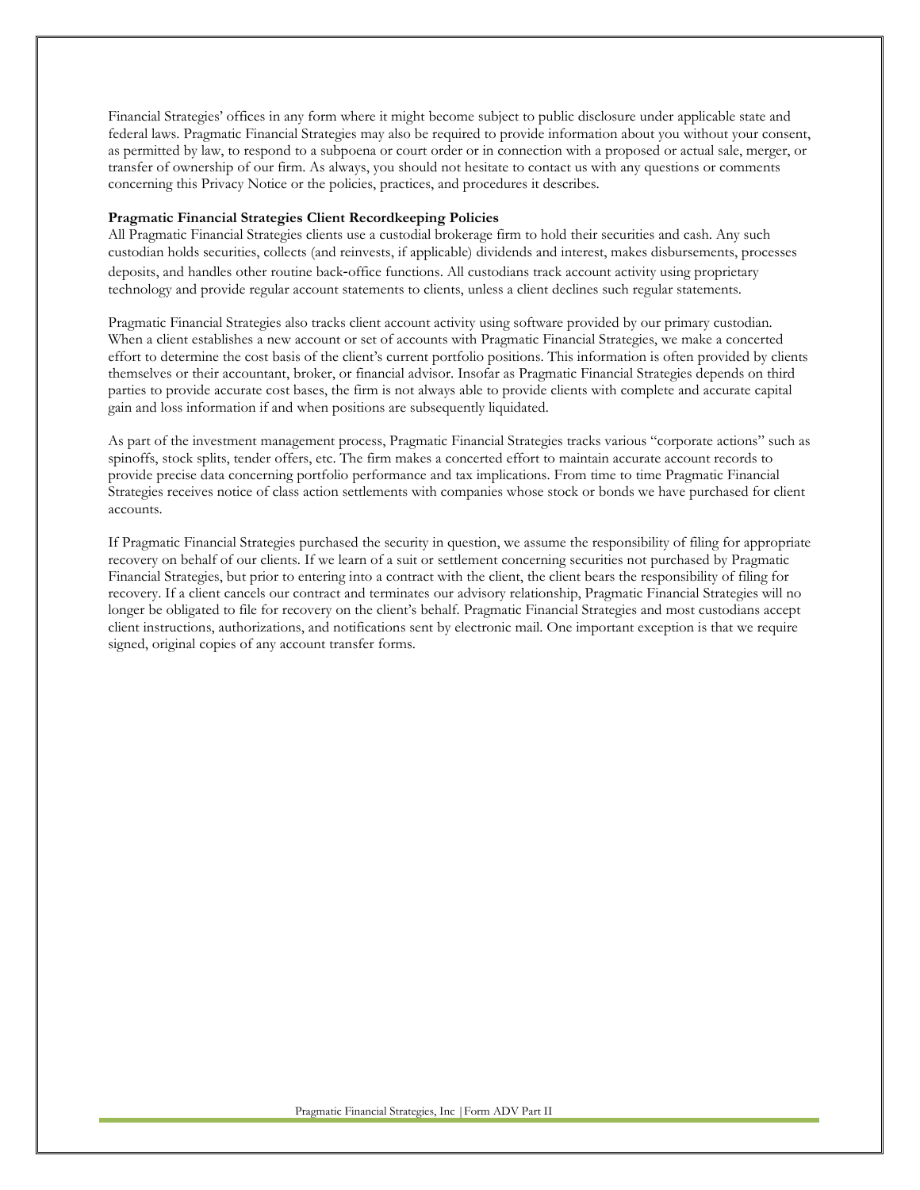Financial Strategies' offices in any form where it might become subject to public disclosure under applicable state and federal laws. Pragmatic Financial Strategies may also be required to provide information about you without your consent, as permitted by law, to respond to a subpoena or court order or in connection with a proposed or actual sale, merger, or transfer of ownership of our firm. As always, you should not hesitate to contact us with any questions or comments concerning this Privacy Notice or the policies, practices, and procedures it describes.

**Pragmatic Financial Strategies Client Recordkeeping Policies**

All Pragmatic Financial Strategies clients use a custodial brokerage firm to hold their securities and cash. Any such custodian holds securities, collects (and reinvests, if applicable) dividends and interest, makes disbursements, processes deposits, and handles other routine back-office functions. All custodians track account activity using proprietary technology and provide regular account statements to clients, unless a client declines such regular statements.

Pragmatic Financial Strategies also tracks client account activity using software provided by our primary custodian. When a client establishes a new account or set of accounts with Pragmatic Financial Strategies, we make a concerted effort to determine the cost basis of the client's current portfolio positions. This information is often provided by clients themselves or their accountant, broker, or financial advisor. Insofar as Pragmatic Financial Strategies depends on third parties to provide accurate cost bases, the firm is not always able to provide clients with complete and accurate capital gain and loss information if and when positions are subsequently liquidated.

As part of the investment management process, Pragmatic Financial Strategies tracks various "corporate actions" such as spinoffs, stock splits, tender offers, etc. The firm makes a concerted effort to maintain accurate account records to provide precise data concerning portfolio performance and tax implications. From time to time Pragmatic Financial Strategies receives notice of class action settlements with companies whose stock or bonds we have purchased for client accounts.

If Pragmatic Financial Strategies purchased the security in question, we assume the responsibility of filing for appropriate recovery on behalf of our clients. If we learn of a suit or settlement concerning securities not purchased by Pragmatic Financial Strategies, but prior to entering into a contract with the client, the client bears the responsibility of filing for recovery. If a client cancels our contract and terminates our advisory relationship, Pragmatic Financial Strategies will no longer be obligated to file for recovery on the client's behalf. Pragmatic Financial Strategies and most custodians accept client instructions, authorizations, and notifications sent by electronic mail. One important exception is that we require signed, original copies of any account transfer forms.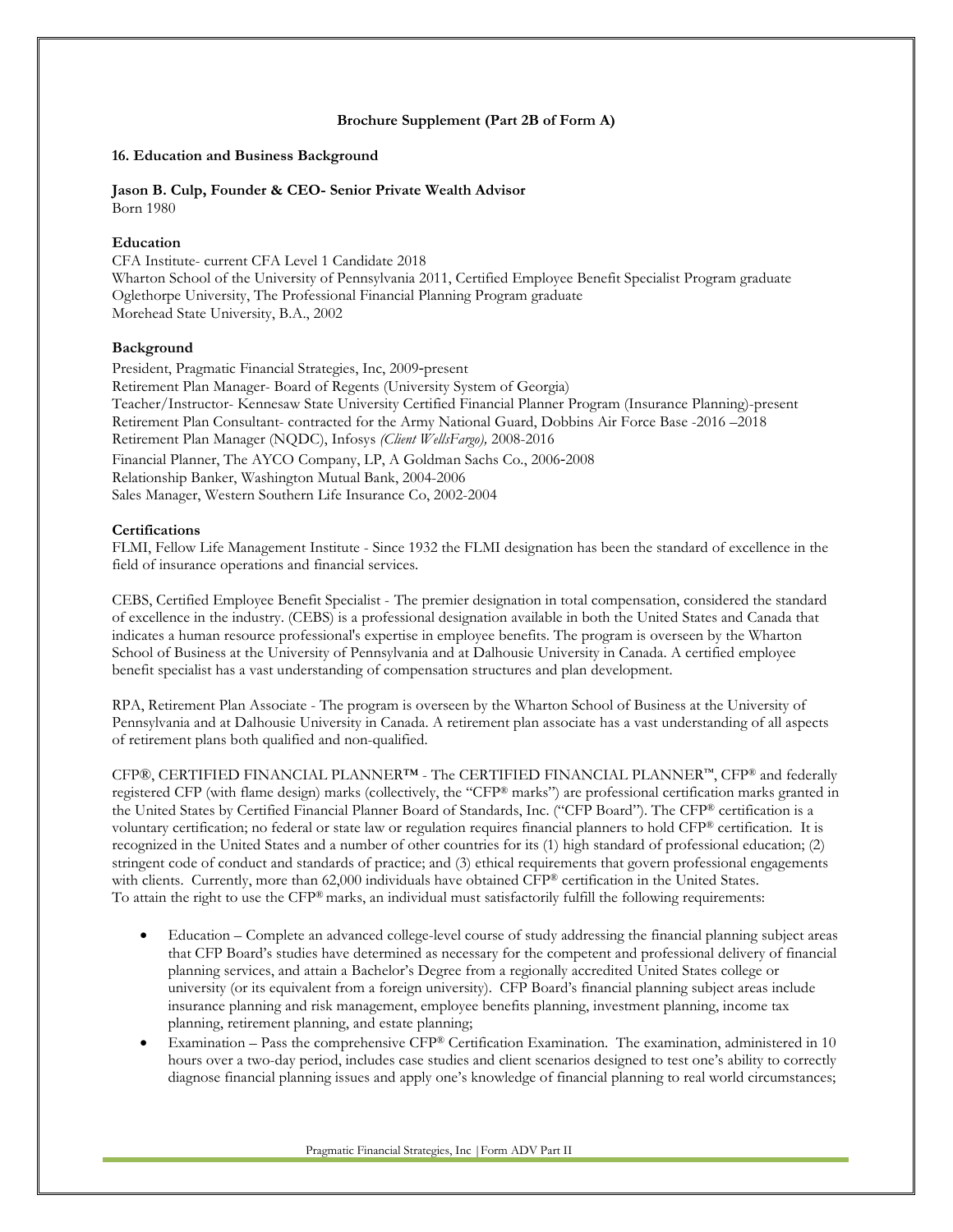**Brochure Supplement (Part 2B of Form A)**

**16. Education and Business Background**

**Jason B. Culp, Founder & CEO- Senior Private Wealth Advisor**
Born 1980

**Education**

CFA Institute- current CFA Level 1 Candidate 2018
Wharton School of the University of Pennsylvania 2011, Certified Employee Benefit Specialist Program graduate
Oglethorpe University, The Professional Financial Planning Program graduate
Morehead State University, B.A., 2002

**Background**

President, Pragmatic Financial Strategies, Inc, 2009-present
Retirement Plan Manager- Board of Regents (University System of Georgia)
Teacher/Instructor- Kennesaw State University Certified Financial Planner Program (Insurance Planning)-present
Retirement Plan Consultant- contracted for the Army National Guard, Dobbins Air Force Base -2016 –2018
Retirement Plan Manager (NQDC), Infosys *(Client WellsFargo),* 2008-2016
Financial Planner, The AYCO Company, LP, A Goldman Sachs Co., 2006-2008
Relationship Banker, Washington Mutual Bank, 2004-2006
Sales Manager, Western Southern Life Insurance Co, 2002-2004

**Certifications**

FLMI, Fellow Life Management Institute - Since 1932 the FLMI designation has been the standard of excellence in the field of insurance operations and financial services.

CEBS, Certified Employee Benefit Specialist - The premier designation in total compensation, considered the standard of excellence in the industry. (CEBS) is a professional designation available in both the United States and Canada that indicates a human resource professional's expertise in employee benefits. The program is overseen by the Wharton School of Business at the University of Pennsylvania and at Dalhousie University in Canada. A certified employee benefit specialist has a vast understanding of compensation structures and plan development.

RPA, Retirement Plan Associate - The program is overseen by the Wharton School of Business at the University of Pennsylvania and at Dalhousie University in Canada. A retirement plan associate has a vast understanding of all aspects of retirement plans both qualified and non-qualified.

CFP®, CERTIFIED FINANCIAL PLANNER™ - The CERTIFIED FINANCIAL PLANNER™, CFP® and federally registered CFP (with flame design) marks (collectively, the "CFP® marks") are professional certification marks granted in the United States by Certified Financial Planner Board of Standards, Inc. ("CFP Board"). The CFP® certification is a voluntary certification; no federal or state law or regulation requires financial planners to hold CFP® certification. It is recognized in the United States and a number of other countries for its (1) high standard of professional education; (2) stringent code of conduct and standards of practice; and (3) ethical requirements that govern professional engagements with clients. Currently, more than 62,000 individuals have obtained CFP® certification in the United States.
To attain the right to use the CFP® marks, an individual must satisfactorily fulfill the following requirements:

- Education – Complete an advanced college-level course of study addressing the financial planning subject areas that CFP Board's studies have determined as necessary for the competent and professional delivery of financial planning services, and attain a Bachelor's Degree from a regionally accredited United States college or university (or its equivalent from a foreign university). CFP Board's financial planning subject areas include insurance planning and risk management, employee benefits planning, investment planning, income tax planning, retirement planning, and estate planning;
- Examination – Pass the comprehensive CFP® Certification Examination. The examination, administered in 10 hours over a two-day period, includes case studies and client scenarios designed to test one's ability to correctly diagnose financial planning issues and apply one's knowledge of financial planning to real world circumstances;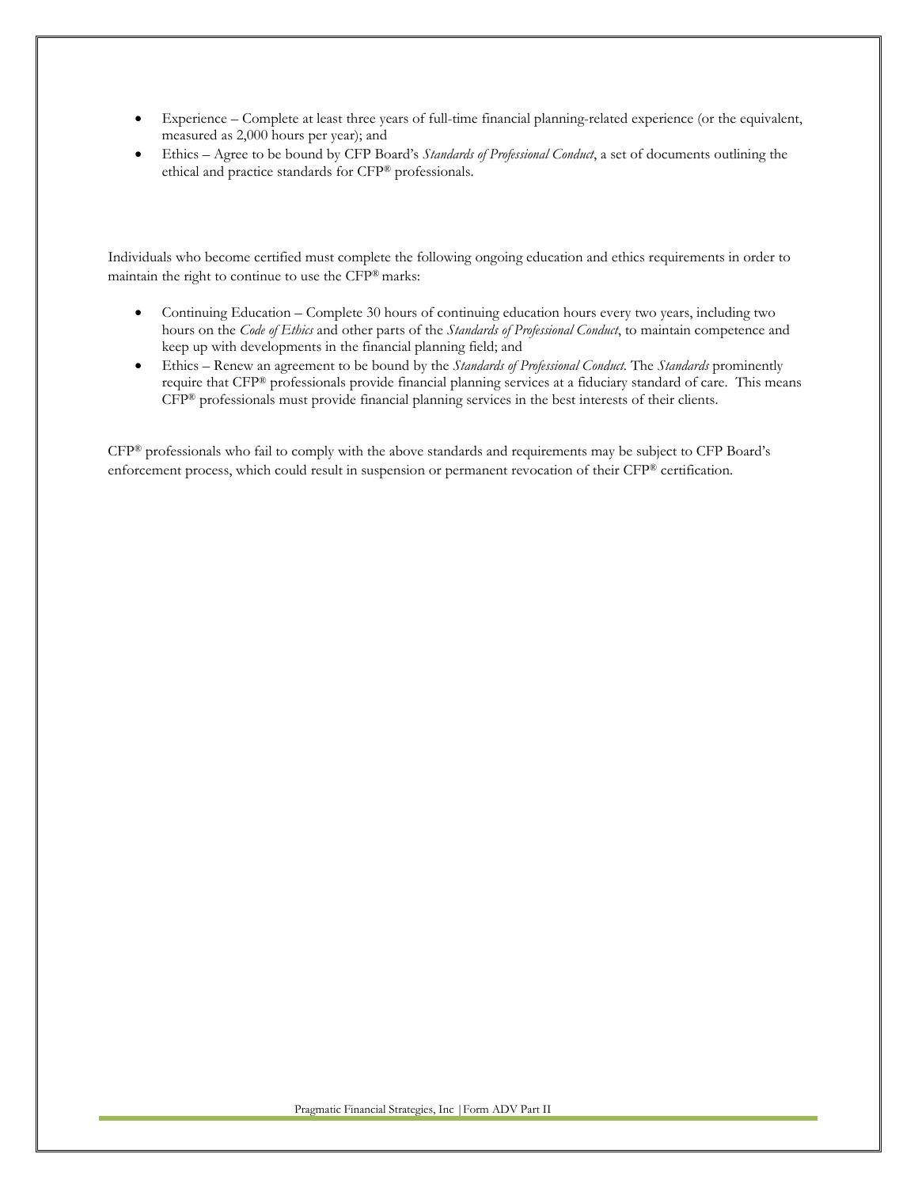- Experience – Complete at least three years of full-time financial planning-related experience (or the equivalent, measured as 2,000 hours per year); and
- Ethics – Agree to be bound by CFP Board's *Standards of Professional Conduct*, a set of documents outlining the ethical and practice standards for CFP® professionals.

Individuals who become certified must complete the following ongoing education and ethics requirements in order to maintain the right to continue to use the CFP® marks:

- Continuing Education – Complete 30 hours of continuing education hours every two years, including two hours on the *Code of Ethics* and other parts of the *Standards of Professional Conduct*, to maintain competence and keep up with developments in the financial planning field; and
- Ethics – Renew an agreement to be bound by the *Standards of Professional Conduct.* The *Standards* prominently require that CFP® professionals provide financial planning services at a fiduciary standard of care. This means CFP® professionals must provide financial planning services in the best interests of their clients.

CFP® professionals who fail to comply with the above standards and requirements may be subject to CFP Board's enforcement process, which could result in suspension or permanent revocation of their CFP® certification.